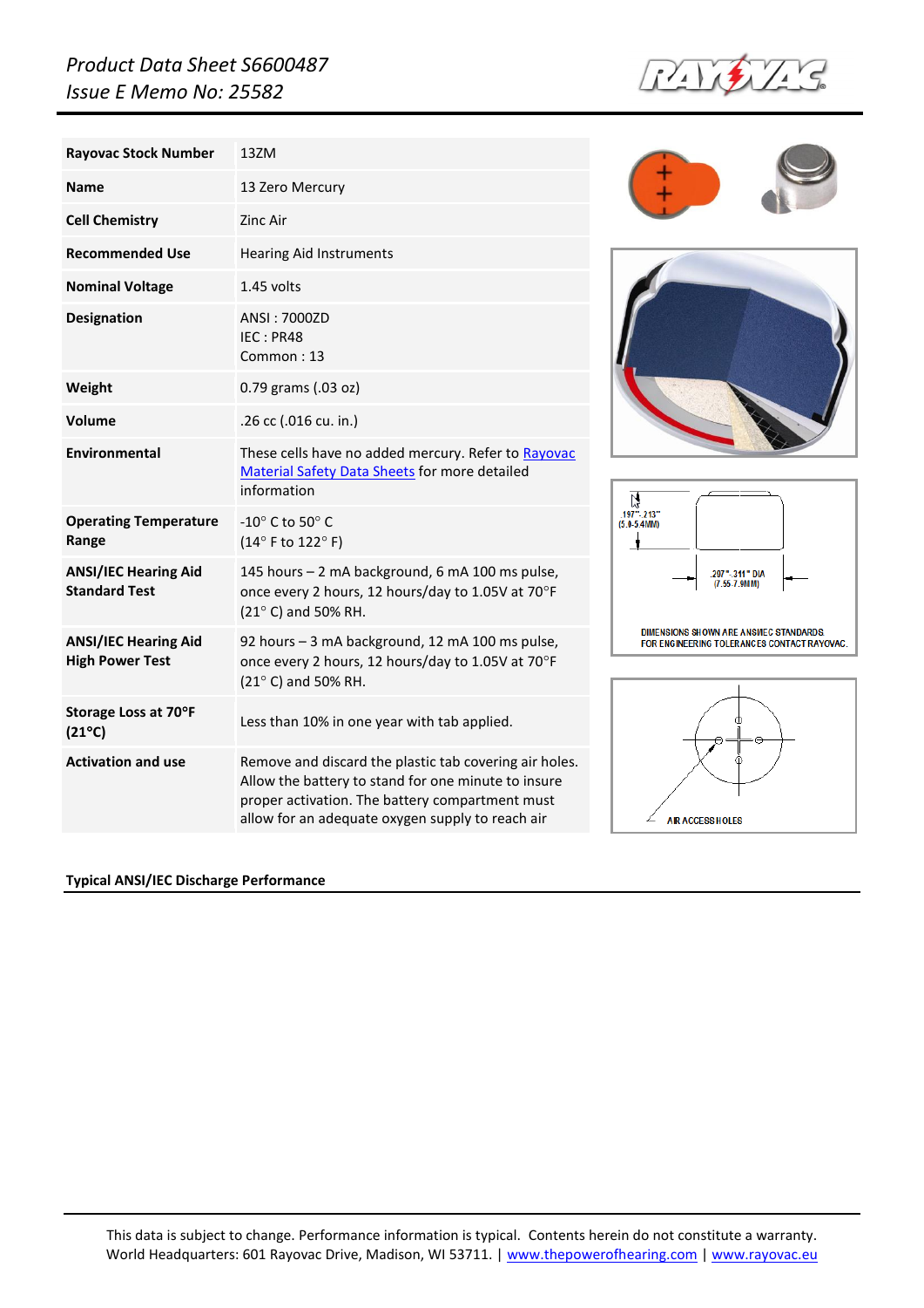*Product Data Sheet S6600487*
*Issue E Memo No: 25582*

| | |
|---|---|
| **Rayovac Stock Number** | 13ZM |
| **Name** | 13 Zero Mercury |
| **Cell Chemistry** | Zinc Air |
| **Recommended Use** | Hearing Aid Instruments |
| **Nominal Voltage** | 1.45 volts |
| **Designation** | ANSI : 7000ZD<br>IEC : PR48<br>Common : 13 |
| **Weight** | 0.79 grams (.03 oz) |
| **Volume** | .26 cc (.016 cu. in.) |
| **Environmental** | These cells have no added mercury. Refer to Rayovac Material Safety Data Sheets for more detailed information |
| **Operating Temperature Range** | -10° C to 50° C<br>(14° F to 122° F) |
| **ANSI/IEC Hearing Aid Standard Test** | 145 hours – 2 mA background, 6 mA 100 ms pulse, once every 2 hours, 12 hours/day to 1.05V at 70°F (21° C) and 50% RH. |
| **ANSI/IEC Hearing Aid High Power Test** | 92 hours – 3 mA background, 12 mA 100 ms pulse, once every 2 hours, 12 hours/day to 1.05V at 70°F (21° C) and 50% RH. |
| **Storage Loss at 70°F (21°C)** | Less than 10% in one year with tab applied. |
| **Activation and use** | Remove and discard the plastic tab covering air holes. Allow the battery to stand for one minute to insure proper activation. The battery compartment must allow for an adequate oxygen supply to reach air |

.197" - .213" (5.0-5.4MM)

.207" - .311" DIA (7.55-7.9MM)

DIMENSIONS SHOWN ARE ANSI/IEC STANDARDS FOR ENGINEERING TOLERANCES CONTACT RAYOVAC.

AIR ACCESS HOLES

**Typical ANSI/IEC Discharge Performance**

This data is subject to change. Performance information is typical. Contents herein do not constitute a warranty.
World Headquarters: 601 Rayovac Drive, Madison, WI 53711. | www.thepowerofhearing.com | www.rayovac.eu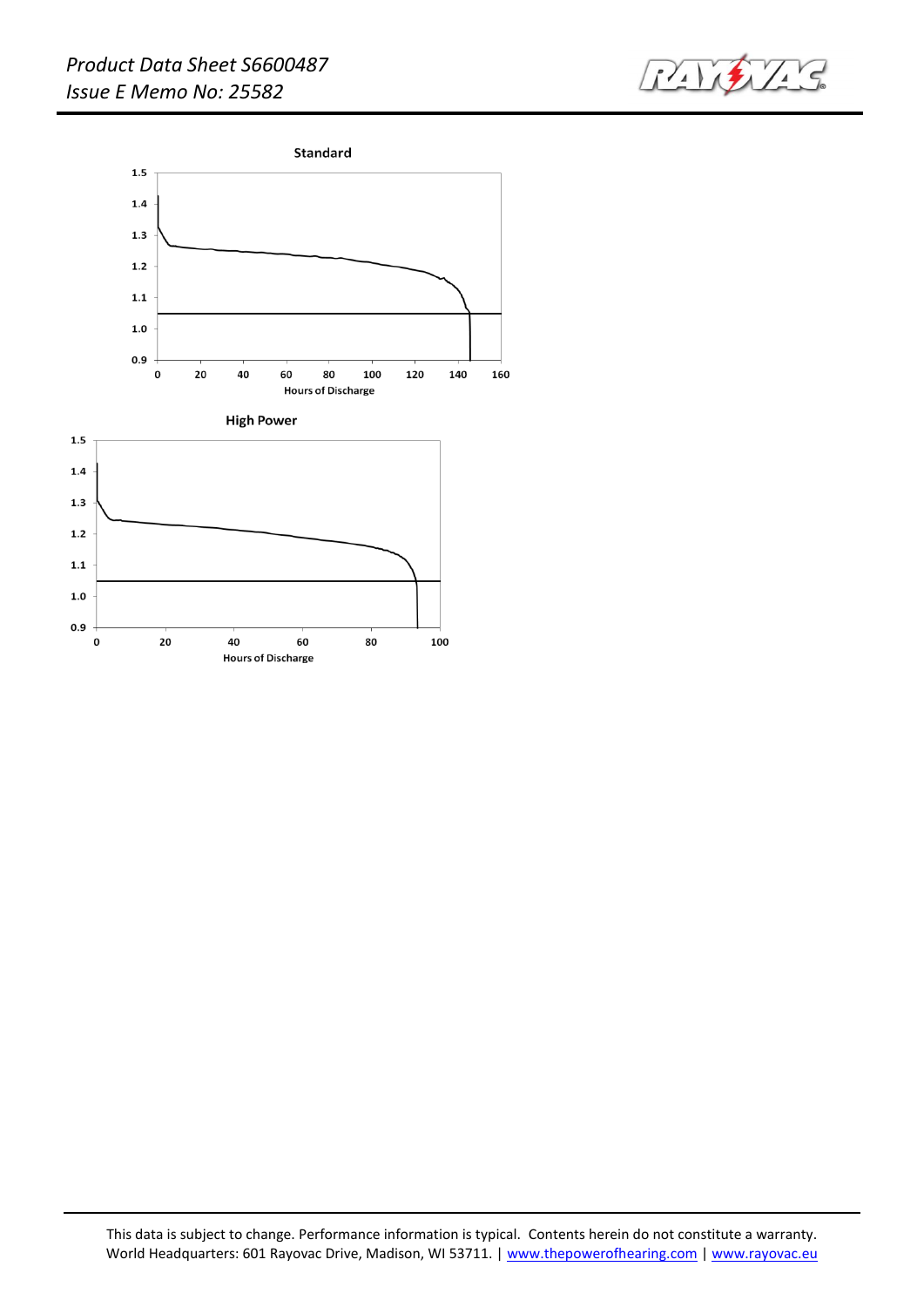Standard

1.5
1.4
1.3
1.2
1.1
1.0
0.9

0 20 40 60 80 100 120 140 160

Hours of Discharge

High Power

1.5
1.4
1.3
1.2
1.1
1.0
0.9

0 20 40 60 80 100

Hours of Discharge

This data is subject to change. Performance information is typical. Contents herein do not constitute a warranty.
World Headquarters: 601 Rayovac Drive, Madison, WI 53711. | www.thepowerofhearing.com | www.rayovac.eu